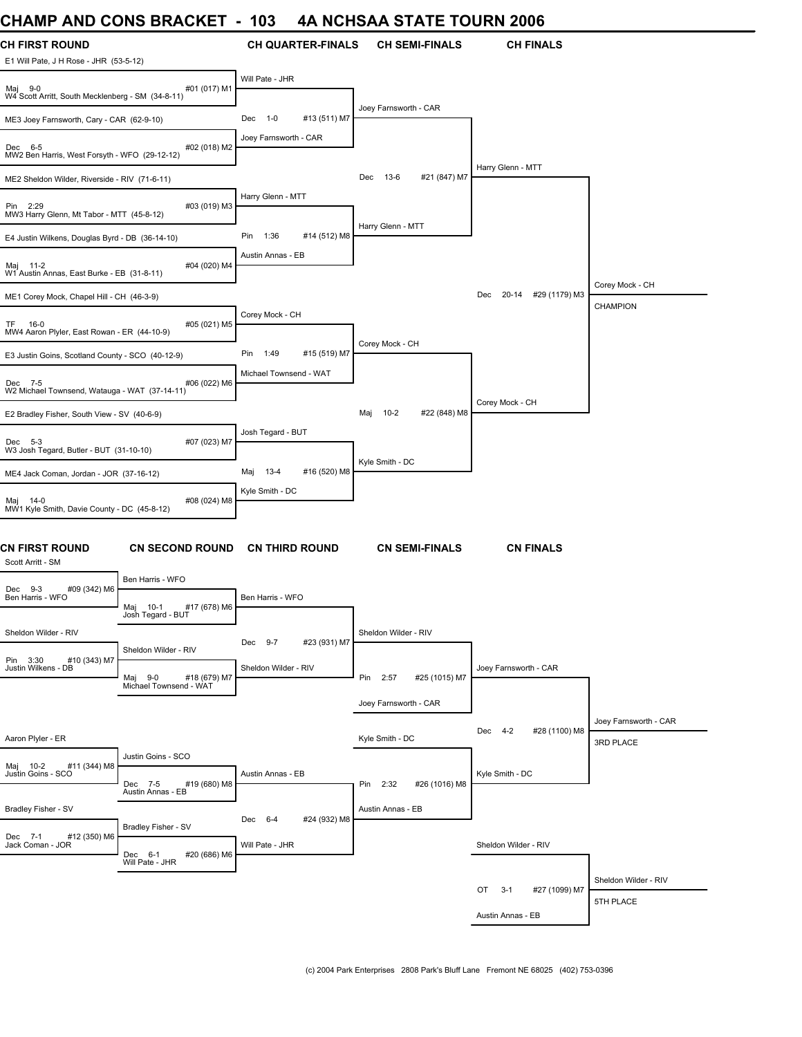# CHAMP AND CONS BRACKET - 103 4A NCHSAA STATE TOURN 2006

## CH FIRST ROUND

E1 Will Pate, J H Rose - JHR (53-5-12)
Maj 9-0 #01 (017) M1
W4 Scott Arritt, South Mecklenberg - SM (34-8-11)

ME3 Joey Farnsworth, Cary - CAR (62-9-10)
Dec 6-5 #02 (018) M2
MW2 Ben Harris, West Forsyth - WFO (29-12-12)

ME2 Sheldon Wilder, Riverside - RIV (71-6-11)
Pin 2:29 #03 (019) M3
MW3 Harry Glenn, Mt Tabor - MTT (45-8-12)

E4 Justin Wilkens, Douglas Byrd - DB (36-14-10)
Maj 11-2 #04 (020) M4
W1 Austin Annas, East Burke - EB (31-8-11)

ME1 Corey Mock, Chapel Hill - CH (46-3-9)
TF 16-0 #05 (021) M5
MW4 Aaron Plyler, East Rowan - ER (44-10-9)

E3 Justin Goins, Scotland County - SCO (40-12-9)
Dec 7-5 #06 (022) M6
W2 Michael Townsend, Watauga - WAT (37-14-11)

E2 Bradley Fisher, South View - SV (40-6-9)
Dec 5-3 #07 (023) M7
W3 Josh Tegard, Butler - BUT (31-10-10)

ME4 Jack Coman, Jordan - JOR (37-16-12)
Maj 14-0 #08 (024) M8
MW1 Kyle Smith, Davie County - DC (45-8-12)

## CH QUARTER-FINALS

Will Pate - JHR
Dec 1-0 #13 (511) M7
Joey Farnsworth - CAR

Harry Glenn - MTT
Pin 1:36 #14 (512) M8
Austin Annas - EB

Corey Mock - CH
Pin 1:49 #15 (519) M7
Michael Townsend - WAT

Josh Tegard - BUT
Maj 13-4 #16 (520) M8
Kyle Smith - DC

## CH SEMI-FINALS

Joey Farnsworth - CAR
Dec 13-6 #21 (847) M7
Harry Glenn - MTT

Corey Mock - CH
Maj 10-2 #22 (848) M8
Kyle Smith - DC

## CH FINALS

Harry Glenn - MTT
Dec 20-14 #29 (1179) M3
Corey Mock - CH

Corey Mock - CH
CHAMPION

## CN FIRST ROUND

Scott Arritt - SM
Dec 9-3 #09 (342) M6
Ben Harris - WFO

Sheldon Wilder - RIV
Pin 3:30 #10 (343) M7
Justin Wilkens - DB

Aaron Plyler - ER
Maj 10-2 #11 (344) M8
Justin Goins - SCO

Bradley Fisher - SV
Dec 7-1 #12 (350) M6
Jack Coman - JOR

## CN SECOND ROUND

Ben Harris - WFO
Maj 10-1 #17 (678) M6
Josh Tegard - BUT

Sheldon Wilder - RIV
Maj 9-0 #18 (679) M7
Michael Townsend - WAT

Justin Goins - SCO
Dec 7-5 #19 (680) M8
Austin Annas - EB

Bradley Fisher - SV
Dec 6-1 #20 (686) M6
Will Pate - JHR

## CN THIRD ROUND

Ben Harris - WFO
Dec 9-7 #23 (931) M7
Sheldon Wilder - RIV

Austin Annas - EB
Dec 6-4 #24 (932) M8
Will Pate - JHR

## CN SEMI-FINALS

Sheldon Wilder - RIV
Pin 2:57 #25 (1015) M7
Joey Farnsworth - CAR

Kyle Smith - DC
Pin 2:32 #26 (1016) M8
Austin Annas - EB

## CN FINALS

Joey Farnsworth - CAR
Dec 4-2 #28 (1100) M8
Kyle Smith - DC

Joey Farnsworth - CAR
3RD PLACE

Sheldon Wilder - RIV
OT 3-1 #27 (1099) M7
Austin Annas - EB

Sheldon Wilder - RIV
5TH PLACE

(c) 2004 Park Enterprises 2808 Park's Bluff Lane Fremont NE 68025 (402) 753-0396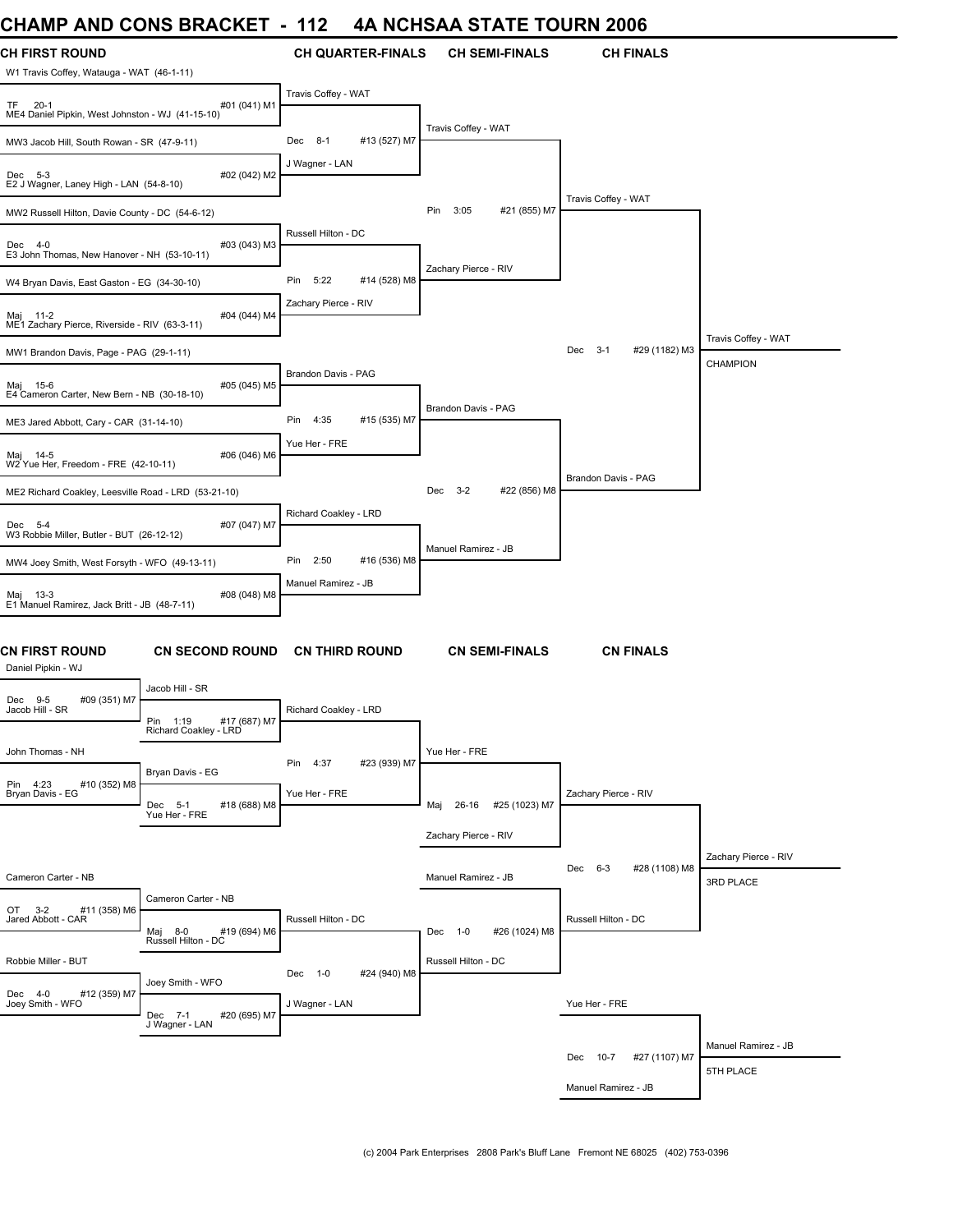# CHAMP AND CONS BRACKET - 112 4A NCHSAA STATE TOURN 2006

## CH FIRST ROUND

- W1 Travis Coffey, Watauga - WAT (46-1-11)
- TF 20-1 — #01 (041) M1
- ME4 Daniel Pipkin, West Johnston - WJ (41-15-10)
- MW3 Jacob Hill, South Rowan - SR (47-9-11)
- Dec 5-3 — #02 (042) M2
- E2 J Wagner, Laney High - LAN (54-8-10)
- MW2 Russell Hilton, Davie County - DC (54-6-12)
- Dec 4-0 — #03 (043) M3
- E3 John Thomas, New Hanover - NH (53-10-11)
- W4 Bryan Davis, East Gaston - EG (34-30-10)
- Maj 11-2 — #04 (044) M4
- ME1 Zachary Pierce, Riverside - RIV (63-3-11)
- MW1 Brandon Davis, Page - PAG (29-1-11)
- Maj 15-6 — #05 (045) M5
- E4 Cameron Carter, New Bern - NB (30-18-10)
- ME3 Jared Abbott, Cary - CAR (31-14-10)
- Maj 14-5 — #06 (046) M6
- W2 Yue Her, Freedom - FRE (42-10-11)
- ME2 Richard Coakley, Leesville Road - LRD (53-21-10)
- Dec 5-4 — #07 (047) M7
- W3 Robbie Miller, Butler - BUT (26-12-12)
- MW4 Joey Smith, West Forsyth - WFO (49-13-11)
- Maj 13-3 — #08 (048) M8
- E1 Manuel Ramirez, Jack Britt - JB (48-7-11)

## CH QUARTER-FINALS

- Travis Coffey - WAT
- Dec 8-1 — #13 (527) M7
- J Wagner - LAN
- Russell Hilton - DC
- Pin 5:22 — #14 (528) M8
- Zachary Pierce - RIV
- Brandon Davis - PAG
- Pin 4:35 — #15 (535) M7
- Yue Her - FRE
- Richard Coakley - LRD
- Pin 2:50 — #16 (536) M8
- Manuel Ramirez - JB

## CH SEMI-FINALS

- Travis Coffey - WAT
- Pin 3:05 — #21 (855) M7
- Zachary Pierce - RIV
- Brandon Davis - PAG
- Dec 3-2 — #22 (856) M8
- Manuel Ramirez - JB

## CH FINALS

- Travis Coffey - WAT
- Dec 3-1 — #29 (1182) M3
- Brandon Davis - PAG

**Travis Coffey - WAT — CHAMPION**

## CN FIRST ROUND

- Daniel Pipkin - WJ
- Dec 9-5 — #09 (351) M7
- Jacob Hill - SR
- John Thomas - NH
- Pin 4:23 — #10 (352) M8
- Bryan Davis - EG
- Cameron Carter - NB
- OT 3-2 — #11 (358) M6
- Jared Abbott - CAR
- Robbie Miller - BUT
- Dec 4-0 — #12 (359) M7
- Joey Smith - WFO

## CN SECOND ROUND

- Jacob Hill - SR
- Pin 1:19 — #17 (687) M7
- Richard Coakley - LRD
- Bryan Davis - EG
- Dec 5-1 — #18 (688) M8
- Yue Her - FRE
- Cameron Carter - NB
- Maj 8-0 — #19 (694) M6
- Russell Hilton - DC
- Joey Smith - WFO
- Dec 7-1 — #20 (695) M7
- J Wagner - LAN

## CN THIRD ROUND

- Richard Coakley - LRD
- Pin 4:37 — #23 (939) M7
- Yue Her - FRE
- Russell Hilton - DC
- Dec 1-0 — #24 (940) M8
- J Wagner - LAN

## CN SEMI-FINALS

- Yue Her - FRE
- Maj 26-16 — #25 (1023) M7
- Zachary Pierce - RIV
- Manuel Ramirez - JB
- Dec 1-0 — #26 (1024) M8
- Russell Hilton - DC

## CN FINALS

- Zachary Pierce - RIV
- Dec 6-3 — #28 (1108) M8
- Russell Hilton - DC

**Zachary Pierce - RIV — 3RD PLACE**

- Yue Her - FRE
- Dec 10-7 — #27 (1107) M7
- Manuel Ramirez - JB

**Manuel Ramirez - JB — 5TH PLACE**

(c) 2004 Park Enterprises 2808 Park's Bluff Lane Fremont NE 68025 (402) 753-0396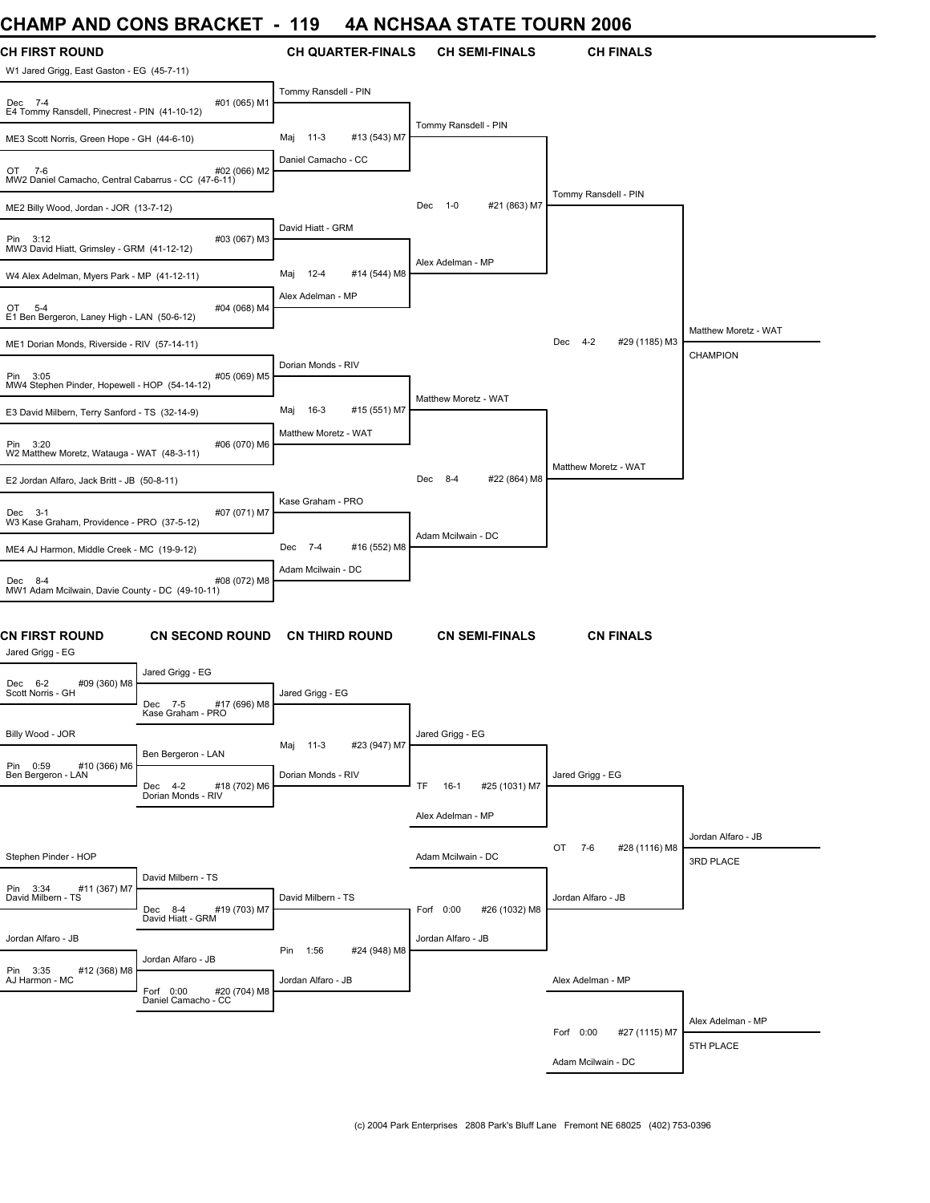# CHAMP AND CONS BRACKET - 119 4A NCHSAA STATE TOURN 2006

## CH FIRST ROUND

| CH FIRST ROUND | CH QUARTER-FINALS | CH SEMI-FINALS | CH FINALS |
|---|---|---|---|
| W1 Jared Grigg, East Gaston - EG (45-7-11) | | | |
| Dec 7-4 #01 (065) M1 | Tommy Ransdell - PIN | | |
| E4 Tommy Ransdell, Pinecrest - PIN (41-10-12) | Maj 11-3 #13 (543) M7 | Tommy Ransdell - PIN | |
| ME3 Scott Norris, Green Hope - GH (44-6-10) | Daniel Camacho - CC | | |
| OT 7-6 #02 (066) M2 | | Dec 1-0 #21 (863) M7 | Tommy Ransdell - PIN |
| MW2 Daniel Camacho, Central Cabarrus - CC (47-6-11) | | | |
| ME2 Billy Wood, Jordan - JOR (13-7-12) | David Hiatt - GRM | | |
| Pin 3:12 #03 (067) M3 | | | |
| MW3 David Hiatt, Grimsley - GRM (41-12-12) | Maj 12-4 #14 (544) M8 | Alex Adelman - MP | |
| W4 Alex Adelman, Myers Park - MP (41-12-11) | Alex Adelman - MP | | |
| OT 5-4 #04 (068) M4 | | | Dec 4-2 #29 (1185) M3 |
| E1 Ben Bergeron, Laney High - LAN (50-6-12) | | | |
| ME1 Dorian Monds, Riverside - RIV (57-14-11) | Dorian Monds - RIV | | |
| Pin 3:05 #05 (069) M5 | | | |
| MW4 Stephen Pinder, Hopewell - HOP (54-14-12) | Maj 16-3 #15 (551) M7 | Matthew Moretz - WAT | |
| E3 David Milbern, Terry Sanford - TS (32-14-9) | Matthew Moretz - WAT | | |
| Pin 3:20 #06 (070) M6 | | Dec 8-4 #22 (864) M8 | Matthew Moretz - WAT |
| W2 Matthew Moretz, Watauga - WAT (48-3-11) | | | |
| E2 Jordan Alfaro, Jack Britt - JB (50-8-11) | Kase Graham - PRO | | |
| Dec 3-1 #07 (071) M7 | | | |
| W3 Kase Graham, Providence - PRO (37-5-12) | Dec 7-4 #16 (552) M8 | Adam Mcilwain - DC | |
| ME4 AJ Harmon, Middle Creek - MC (19-9-12) | Adam Mcilwain - DC | | |
| Dec 8-4 #08 (072) M8 | | | |
| MW1 Adam Mcilwain, Davie County - DC (49-10-11) | | | |

**Matthew Moretz - WAT — CHAMPION**

## CN BRACKET

| CN FIRST ROUND | CN SECOND ROUND | CN THIRD ROUND | CN SEMI-FINALS | CN FINALS |
|---|---|---|---|---|
| Jared Grigg - EG | Jared Grigg - EG | | | |
| Dec 6-2 #09 (360) M8 | Dec 7-5 #17 (696) M8 | Jared Grigg - EG | | |
| Scott Norris - GH | Kase Graham - PRO | | Jared Grigg - EG | |
| Billy Wood - JOR | Ben Bergeron - LAN | Maj 11-3 #23 (947) M7 | | |
| Pin 0:59 #10 (366) M6 | Dec 4-2 #18 (702) M6 | Dorian Monds - RIV | TF 16-1 #25 (1031) M7 | Jared Grigg - EG |
| Ben Bergeron - LAN | Dorian Monds - RIV | | Alex Adelman - MP | |
| | | | | OT 7-6 #28 (1116) M8 |
| Stephen Pinder - HOP | David Milbern - TS | | Adam Mcilwain - DC | |
| Pin 3:34 #11 (367) M7 | Dec 8-4 #19 (703) M7 | David Milbern - TS | Forf 0:00 #26 (1032) M8 | Jordan Alfaro - JB |
| David Milbern - TS | David Hiatt - GRM | | | |
| Jordan Alfaro - JB | Jordan Alfaro - JB | Pin 1:56 #24 (948) M8 | Jordan Alfaro - JB | |
| Pin 3:35 #12 (368) M8 | Forf 0:00 #20 (704) M8 | Jordan Alfaro - JB | | Alex Adelman - MP |
| AJ Harmon - MC | Daniel Camacho - CC | | | Forf 0:00 #27 (1115) M7 |
| | | | | Adam Mcilwain - DC |

**Jordan Alfaro - JB — 3RD PLACE**

**Alex Adelman - MP — 5TH PLACE**

(c) 2004 Park Enterprises 2808 Park's Bluff Lane Fremont NE 68025 (402) 753-0396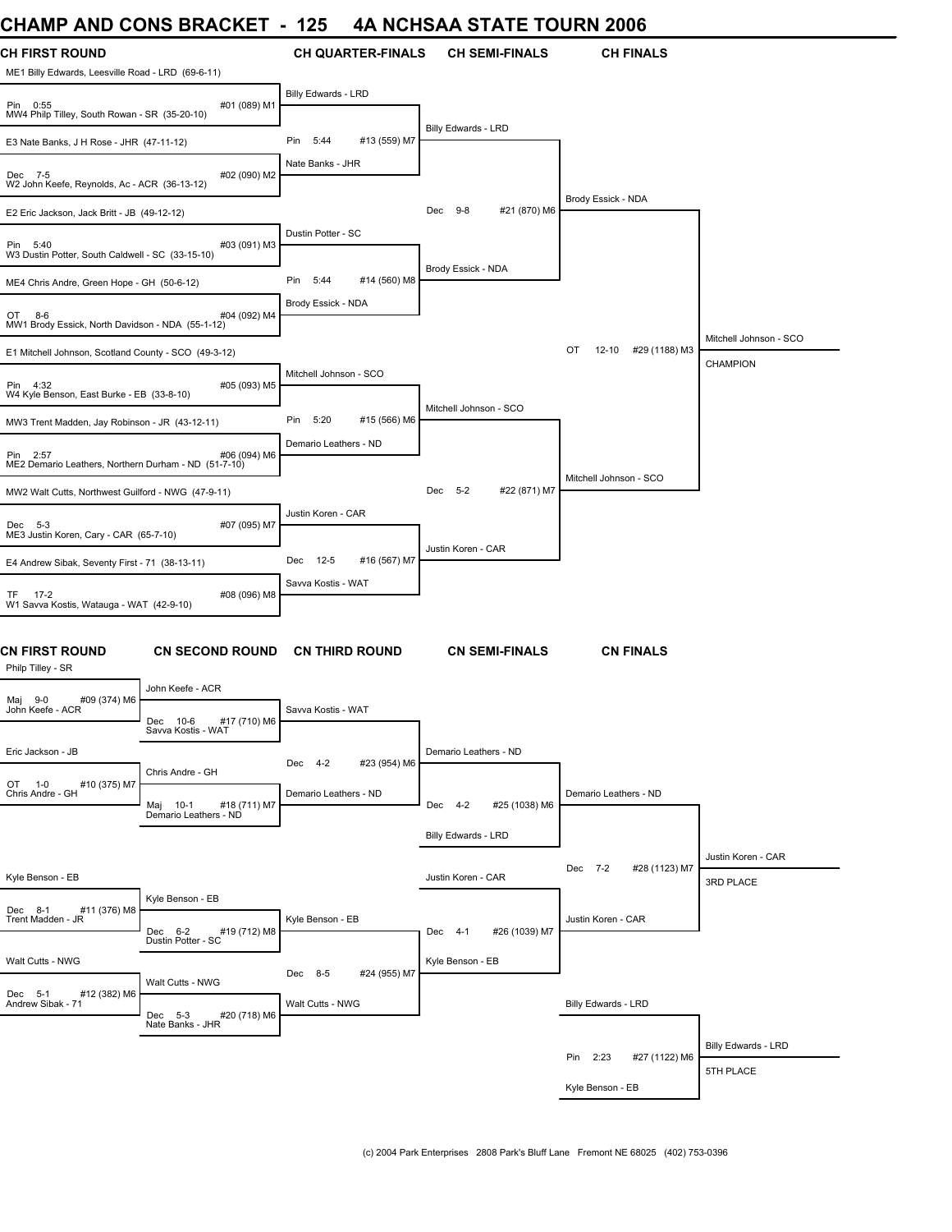# CHAMP AND CONS BRACKET - 125 4A NCHSAA STATE TOURN 2006

## CH FIRST ROUND

| CH FIRST ROUND | CH QUARTER-FINALS | CH SEMI-FINALS | CH FINALS | |
|---|---|---|---|---|
| ME1 Billy Edwards, Leesville Road - LRD (69-6-11) | | | | |
| Pin 0:55 #01 (089) M1 | Billy Edwards - LRD | | | |
| MW4 Philp Tilley, South Rowan - SR (35-20-10) | | | | |
| | Pin 5:44 #13 (559) M7 | Billy Edwards - LRD | | |
| E3 Nate Banks, J H Rose - JHR (47-11-12) | | | | |
| Dec 7-5 #02 (090) M2 | Nate Banks - JHR | | | |
| W2 John Keefe, Reynolds, Ac - ACR (36-13-12) | | | | |
| | | Dec 9-8 #21 (870) M6 | Brody Essick - NDA | |
| E2 Eric Jackson, Jack Britt - JB (49-12-12) | | | | |
| Pin 5:40 #03 (091) M3 | Dustin Potter - SC | | | |
| W3 Dustin Potter, South Caldwell - SC (33-15-10) | | | | |
| | Pin 5:44 #14 (560) M8 | Brody Essick - NDA | | |
| ME4 Chris Andre, Green Hope - GH (50-6-12) | | | | |
| OT 8-6 #04 (092) M4 | Brody Essick - NDA | | | |
| MW1 Brody Essick, North Davidson - NDA (55-1-12) | | | | |
| | | | OT 12-10 #29 (1188) M3 | Mitchell Johnson - SCO CHAMPION |
| E1 Mitchell Johnson, Scotland County - SCO (49-3-12) | | | | |
| Pin 4:32 #05 (093) M5 | Mitchell Johnson - SCO | | | |
| W4 Kyle Benson, East Burke - EB (33-8-10) | | | | |
| | Pin 5:20 #15 (566) M6 | Mitchell Johnson - SCO | | |
| MW3 Trent Madden, Jay Robinson - JR (43-12-11) | | | | |
| Pin 2:57 #06 (094) M6 | Demario Leathers - ND | | | |
| ME2 Demario Leathers, Northern Durham - ND (51-7-10) | | | | |
| | | Dec 5-2 #22 (871) M7 | Mitchell Johnson - SCO | |
| MW2 Walt Cutts, Northwest Guilford - NWG (47-9-11) | | | | |
| Dec 5-3 #07 (095) M7 | Justin Koren - CAR | | | |
| ME3 Justin Koren, Cary - CAR (65-7-10) | | | | |
| | Dec 12-5 #16 (567) M7 | Justin Koren - CAR | | |
| E4 Andrew Sibak, Seventy First - 71 (38-13-11) | | | | |
| TF 17-2 #08 (096) M8 | Savva Kostis - WAT | | | |
| W1 Savva Kostis, Watauga - WAT (42-9-10) | | | | |

## CN FIRST ROUND

| CN FIRST ROUND | CN SECOND ROUND | CN THIRD ROUND | CN SEMI-FINALS | CN FINALS | |
|---|---|---|---|---|---|
| Philp Tilley - SR | | | | | |
| Maj 9-0 #09 (374) M6 | John Keefe - ACR | | | | |
| John Keefe - ACR | Dec 10-6 #17 (710) M6 | Savva Kostis - WAT | | | |
| | Savva Kostis - WAT | | | | |
| Eric Jackson - JB | | Dec 4-2 #23 (954) M6 | Demario Leathers - ND | | |
| OT 1-0 #10 (375) M7 | Chris Andre - GH | | | | |
| Chris Andre - GH | Maj 10-1 #18 (711) M7 | Demario Leathers - ND | Dec 4-2 #25 (1038) M6 | Demario Leathers - ND | |
| | Demario Leathers - ND | | | | |
| | | | Billy Edwards - LRD | | |
| | | | | Dec 7-2 #28 (1123) M7 | Justin Koren - CAR 3RD PLACE |
| Kyle Benson - EB | | | Justin Koren - CAR | | |
| Dec 8-1 #11 (376) M8 | Kyle Benson - EB | | | | |
| Trent Madden - JR | Dec 6-2 #19 (712) M8 | Kyle Benson - EB | Dec 4-1 #26 (1039) M7 | Justin Koren - CAR | |
| | Dustin Potter - SC | | | | |
| Walt Cutts - NWG | | Dec 8-5 #24 (955) M7 | Kyle Benson - EB | | |
| Dec 5-1 #12 (382) M6 | Walt Cutts - NWG | | | | |
| Andrew Sibak - 71 | Dec 5-3 #20 (718) M6 | Walt Cutts - NWG | | Billy Edwards - LRD | |
| | Nate Banks - JHR | | | | |
| | | | | Pin 2:23 #27 (1122) M6 | Billy Edwards - LRD 5TH PLACE |
| | | | | Kyle Benson - EB | |

(c) 2004 Park Enterprises 2808 Park's Bluff Lane Fremont NE 68025 (402) 753-0396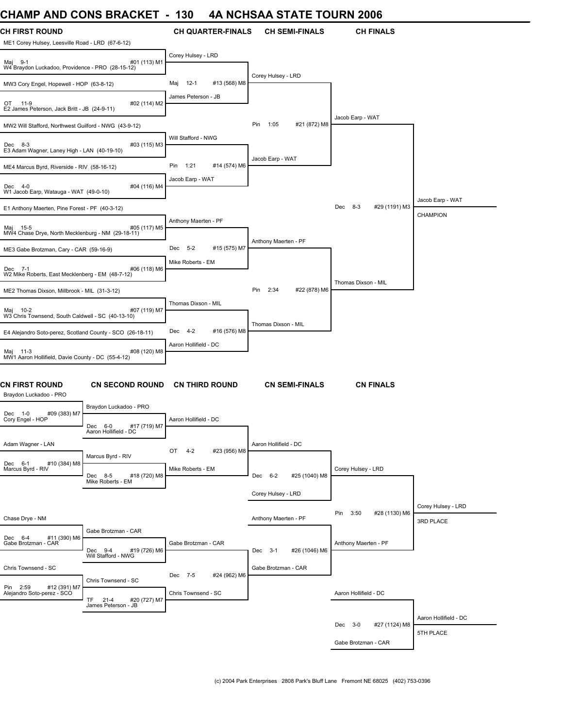# CHAMP AND CONS BRACKET - 130 4A NCHSAA STATE TOURN 2006

## CH FIRST ROUND

- ME1 Corey Hulsey, Leesville Road - LRD (67-6-12)
- Maj 9-1 #01 (113) M1
- W4 Braydon Luckadoo, Providence - PRO (28-15-12)
- MW3 Cory Engel, Hopewell - HOP (63-8-12)
- OT 11-9 #02 (114) M2
- E2 James Peterson, Jack Britt - JB (24-9-11)
- MW2 Will Stafford, Northwest Guilford - NWG (43-9-12)
- Dec 8-3 #03 (115) M3
- E3 Adam Wagner, Laney High - LAN (40-19-10)
- ME4 Marcus Byrd, Riverside - RIV (58-16-12)
- Dec 4-0 #04 (116) M4
- W1 Jacob Earp, Watauga - WAT (49-0-10)
- E1 Anthony Maerten, Pine Forest - PF (40-3-12)
- Maj 15-5 #05 (117) M5
- MW4 Chase Drye, North Mecklenburg - NM (29-18-11)
- ME3 Gabe Brotzman, Cary - CAR (59-16-9)
- Dec 7-1 #06 (118) M6
- W2 Mike Roberts, East Mecklenberg - EM (48-7-12)
- ME2 Thomas Dixson, Millbrook - MIL (31-3-12)
- Maj 10-2 #07 (119) M7
- W3 Chris Townsend, South Caldwell - SC (40-13-10)
- E4 Alejandro Soto-perez, Scotland County - SCO (26-18-11)
- Maj 11-3 #08 (120) M8
- MW1 Aaron Hollifield, Davie County - DC (55-4-12)

## CH QUARTER-FINALS

- Corey Hulsey - LRD
- Maj 12-1 #13 (568) M8
- James Peterson - JB
- Will Stafford - NWG
- Pin 1:21 #14 (574) M6
- Jacob Earp - WAT
- Anthony Maerten - PF
- Dec 5-2 #15 (575) M7
- Mike Roberts - EM
- Thomas Dixson - MIL
- Dec 4-2 #16 (576) M8
- Aaron Hollifield - DC

## CH SEMI-FINALS

- Corey Hulsey - LRD
- Pin 1:05 #21 (872) M8
- Jacob Earp - WAT
- Anthony Maerten - PF
- Pin 2:34 #22 (878) M6
- Thomas Dixson - MIL

## CH FINALS

- Jacob Earp - WAT
- Dec 8-3 #29 (1191) M3
- Thomas Dixson - MIL

Jacob Earp - WAT
CHAMPION

## CN FIRST ROUND

- Braydon Luckadoo - PRO
- Dec 1-0 #09 (383) M7
- Cory Engel - HOP
- Adam Wagner - LAN
- Dec 6-1 #10 (384) M8
- Marcus Byrd - RIV
- Chase Drye - NM
- Dec 6-4 #11 (390) M6
- Gabe Brotzman - CAR
- Chris Townsend - SC
- Pin 2:59 #12 (391) M7
- Alejandro Soto-perez - SCO

## CN SECOND ROUND

- Braydon Luckadoo - PRO
- Dec 6-0 #17 (719) M7
- Aaron Hollifield - DC
- Marcus Byrd - RIV
- Dec 8-5 #18 (720) M8
- Mike Roberts - EM
- Gabe Brotzman - CAR
- Dec 9-4 #19 (726) M6
- Will Stafford - NWG
- Chris Townsend - SC
- TF 21-4 #20 (727) M7
- James Peterson - JB

## CN THIRD ROUND

- Aaron Hollifield - DC
- OT 4-2 #23 (956) M8
- Mike Roberts - EM
- Gabe Brotzman - CAR
- Dec 7-5 #24 (962) M6
- Chris Townsend - SC

## CN SEMI-FINALS

- Aaron Hollifield - DC
- Dec 6-2 #25 (1040) M8
- Corey Hulsey - LRD
- Anthony Maerten - PF
- Dec 3-1 #26 (1046) M6
- Gabe Brotzman - CAR

## CN FINALS

- Corey Hulsey - LRD
- Pin 3:50 #28 (1130) M6
- Anthony Maerten - PF

Corey Hulsey - LRD
3RD PLACE

- Aaron Hollifield - DC
- Dec 3-0 #27 (1124) M8
- Gabe Brotzman - CAR

Aaron Hollifield - DC
5TH PLACE

(c) 2004 Park Enterprises 2808 Park's Bluff Lane Fremont NE 68025 (402) 753-0396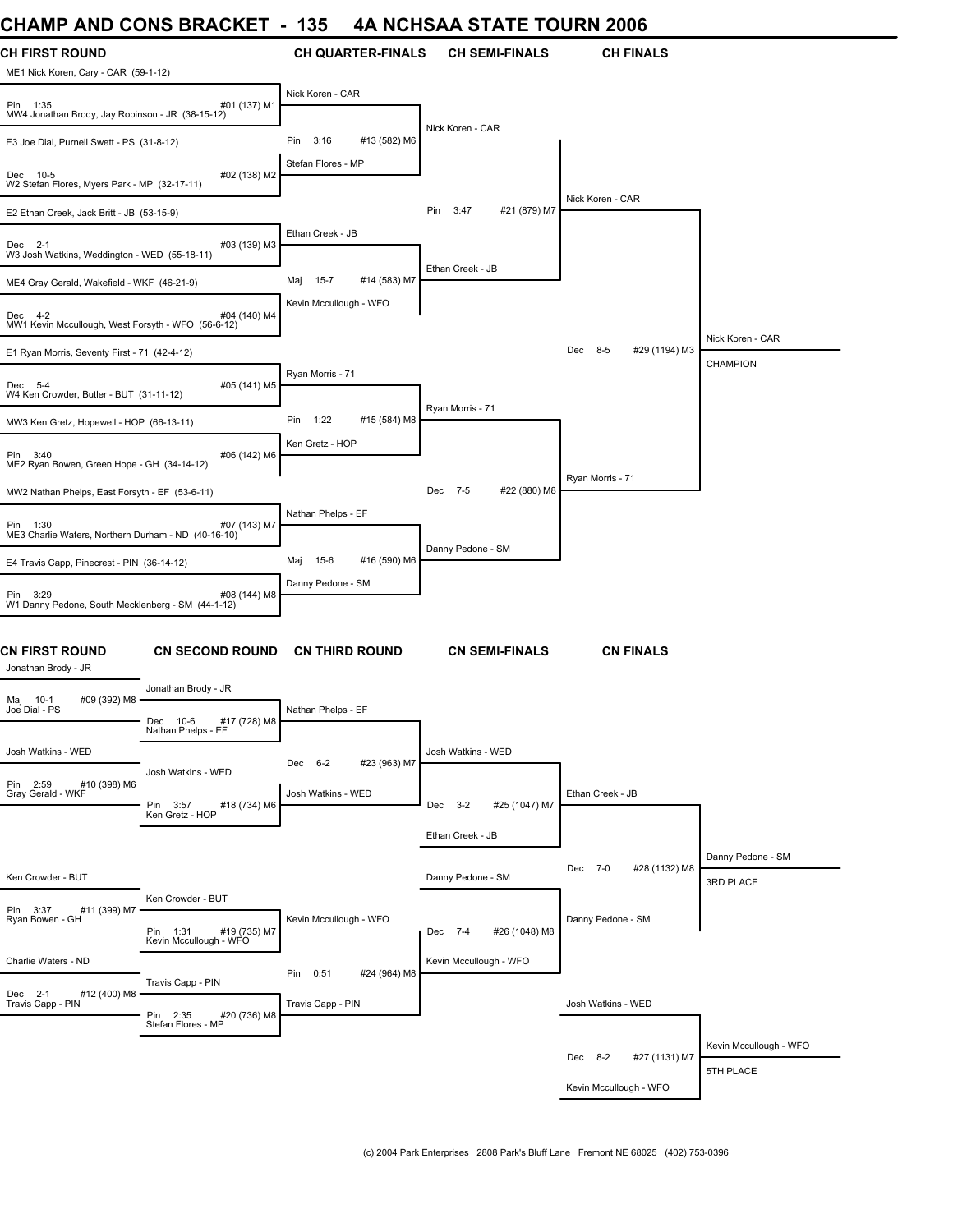# CHAMP AND CONS BRACKET - 135 4A NCHSAA STATE TOURN 2006

## CH FIRST ROUND

ME1 Nick Koren, Cary - CAR (59-1-12)
Pin 1:35 — #01 (137) M1
MW4 Jonathan Brody, Jay Robinson - JR (38-15-12)

E3 Joe Dial, Purnell Swett - PS (31-8-12)
Dec 10-5 — #02 (138) M2
W2 Stefan Flores, Myers Park - MP (32-17-11)

E2 Ethan Creek, Jack Britt - JB (53-15-9)
Dec 2-1 — #03 (139) M3
W3 Josh Watkins, Weddington - WED (55-18-11)

ME4 Gray Gerald, Wakefield - WKF (46-21-9)
Dec 4-2 — #04 (140) M4
MW1 Kevin Mccullough, West Forsyth - WFO (56-6-12)

E1 Ryan Morris, Seventy First - 71 (42-4-12)
Dec 5-4 — #05 (141) M5
W4 Ken Crowder, Butler - BUT (31-11-12)

MW3 Ken Gretz, Hopewell - HOP (66-13-11)
Pin 3:40 — #06 (142) M6
ME2 Ryan Bowen, Green Hope - GH (34-14-12)

MW2 Nathan Phelps, East Forsyth - EF (53-6-11)
Pin 1:30 — #07 (143) M7
ME3 Charlie Waters, Northern Durham - ND (40-16-10)

E4 Travis Capp, Pinecrest - PIN (36-14-12)
Pin 3:29 — #08 (144) M8
W1 Danny Pedone, South Mecklenberg - SM (44-1-12)

## CH QUARTER-FINALS

Nick Koren - CAR
Pin 3:16 — #13 (582) M6
Stefan Flores - MP

Ethan Creek - JB
Maj 15-7 — #14 (583) M7
Kevin Mccullough - WFO

Ryan Morris - 71
Pin 1:22 — #15 (584) M8
Ken Gretz - HOP

Nathan Phelps - EF
Maj 15-6 — #16 (590) M6
Danny Pedone - SM

## CH SEMI-FINALS

Nick Koren - CAR
Pin 3:47 — #21 (879) M7
Ethan Creek - JB

Ryan Morris - 71
Dec 7-5 — #22 (880) M8
Danny Pedone - SM

## CH FINALS

Nick Koren - CAR
Dec 8-5 — #29 (1194) M3
Ryan Morris - 71

Nick Koren - CAR
CHAMPION

## CN FIRST ROUND

Jonathan Brody - JR
Maj 10-1 — #09 (392) M8
Joe Dial - PS

Josh Watkins - WED
Pin 2:59 — #10 (398) M6
Gray Gerald - WKF

Ken Crowder - BUT
Pin 3:37 — #11 (399) M7
Ryan Bowen - GH

Charlie Waters - ND
Dec 2-1 — #12 (400) M8
Travis Capp - PIN

## CN SECOND ROUND

Jonathan Brody - JR
Dec 10-6 — #17 (728) M8
Nathan Phelps - EF

Josh Watkins - WED
Pin 3:57 — #18 (734) M6
Ken Gretz - HOP

Ken Crowder - BUT
Pin 1:31 — #19 (735) M7
Kevin Mccullough - WFO

Travis Capp - PIN
Pin 2:35 — #20 (736) M8
Stefan Flores - MP

## CN THIRD ROUND

Nathan Phelps - EF
Dec 6-2 — #23 (963) M7
Josh Watkins - WED

Kevin Mccullough - WFO
Pin 0:51 — #24 (964) M8
Travis Capp - PIN

## CN SEMI-FINALS

Josh Watkins - WED
Dec 3-2 — #25 (1047) M7
Ethan Creek - JB

Danny Pedone - SM
Dec 7-4 — #26 (1048) M8
Kevin Mccullough - WFO

## CN FINALS

Ethan Creek - JB
Dec 7-0 — #28 (1132) M8
Danny Pedone - SM

Danny Pedone - SM
3RD PLACE

Josh Watkins - WED
Dec 8-2 — #27 (1131) M7
Kevin Mccullough - WFO

Kevin Mccullough - WFO
5TH PLACE

(c) 2004 Park Enterprises 2808 Park's Bluff Lane Fremont NE 68025 (402) 753-0396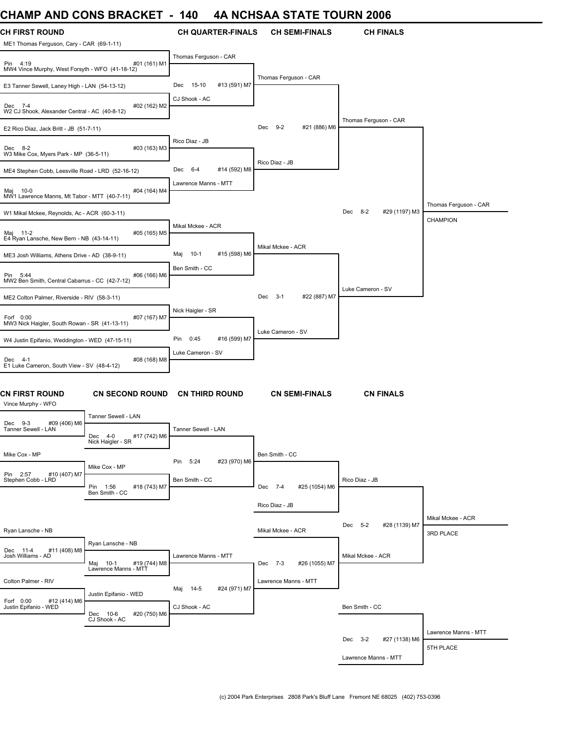# CHAMP AND CONS BRACKET - 140 4A NCHSAA STATE TOURN 2006

## CH FIRST ROUND

ME1 Thomas Ferguson, Cary - CAR (69-1-11)
Pin 4:19 #01 (161) M1
MW4 Vince Murphy, West Forsyth - WFO (41-18-12)

E3 Tanner Sewell, Laney High - LAN (54-13-12)
Dec 7-4 #02 (162) M2
W2 CJ Shook, Alexander Central - AC (40-8-12)

E2 Rico Diaz, Jack Britt - JB (51-7-11)
Dec 8-2 #03 (163) M3
W3 Mike Cox, Myers Park - MP (36-5-11)

ME4 Stephen Cobb, Leesville Road - LRD (52-16-12)
Maj 10-0 #04 (164) M4
MW1 Lawrence Manns, Mt Tabor - MTT (40-7-11)

W1 Mikal Mckee, Reynolds, Ac - ACR (60-3-11)
Maj 11-2 #05 (165) M5
E4 Ryan Lansche, New Bern - NB (43-14-11)

ME3 Josh Williams, Athens Drive - AD (38-9-11)
Pin 5:44 #06 (166) M6
MW2 Ben Smith, Central Cabarrus - CC (42-7-12)

ME2 Colton Palmer, Riverside - RIV (58-3-11)
Forf 0:00 #07 (167) M7
MW3 Nick Haigler, South Rowan - SR (41-13-11)

W4 Justin Epifanio, Weddington - WED (47-15-11)
Dec 4-1 #08 (168) M8
E1 Luke Cameron, South View - SV (48-4-12)

## CH QUARTER-FINALS

Thomas Ferguson - CAR
Dec 15-10 #13 (591) M7
CJ Shook - AC

Rico Diaz - JB
Dec 6-4 #14 (592) M8
Lawrence Manns - MTT

Mikal Mckee - ACR
Maj 10-1 #15 (598) M6
Ben Smith - CC

Nick Haigler - SR
Pin 0:45 #16 (599) M7
Luke Cameron - SV

## CH SEMI-FINALS

Thomas Ferguson - CAR
Dec 9-2 #21 (886) M6
Rico Diaz - JB

Mikal Mckee - ACR
Dec 3-1 #22 (887) M7
Luke Cameron - SV

## CH FINALS

Thomas Ferguson - CAR
Dec 8-2 #29 (1197) M3
Luke Cameron - SV

Thomas Ferguson - CAR
CHAMPION

## CN FIRST ROUND

Vince Murphy - WFO
Dec 9-3 #09 (406) M6
Tanner Sewell - LAN

Mike Cox - MP
Pin 2:57 #10 (407) M7
Stephen Cobb - LRD

Ryan Lansche - NB
Dec 11-4 #11 (408) M8
Josh Williams - AD

Colton Palmer - RIV
Forf 0:00 #12 (414) M6
Justin Epifanio - WED

## CN SECOND ROUND

Tanner Sewell - LAN
Dec 4-0 #17 (742) M6
Nick Haigler - SR

Mike Cox - MP
Pin 1:56 #18 (743) M7
Ben Smith - CC

Ryan Lansche - NB
Maj 10-1 #19 (744) M8
Lawrence Manns - MTT

Justin Epifanio - WED
Dec 10-6 #20 (750) M6
CJ Shook - AC

## CN THIRD ROUND

Tanner Sewell - LAN
Pin 5:24 #23 (970) M6
Ben Smith - CC

Lawrence Manns - MTT
Maj 14-5 #24 (971) M7
CJ Shook - AC

## CN SEMI-FINALS

Ben Smith - CC
Dec 7-4 #25 (1054) M6
Rico Diaz - JB

Mikal Mckee - ACR
Dec 7-3 #26 (1055) M7
Lawrence Manns - MTT

## CN FINALS

Rico Diaz - JB
Dec 5-2 #28 (1139) M7
Mikal Mckee - ACR

Mikal Mckee - ACR
3RD PLACE

Ben Smith - CC
Dec 3-2 #27 (1138) M6
Lawrence Manns - MTT

Lawrence Manns - MTT
5TH PLACE

(c) 2004 Park Enterprises 2808 Park's Bluff Lane Fremont NE 68025 (402) 753-0396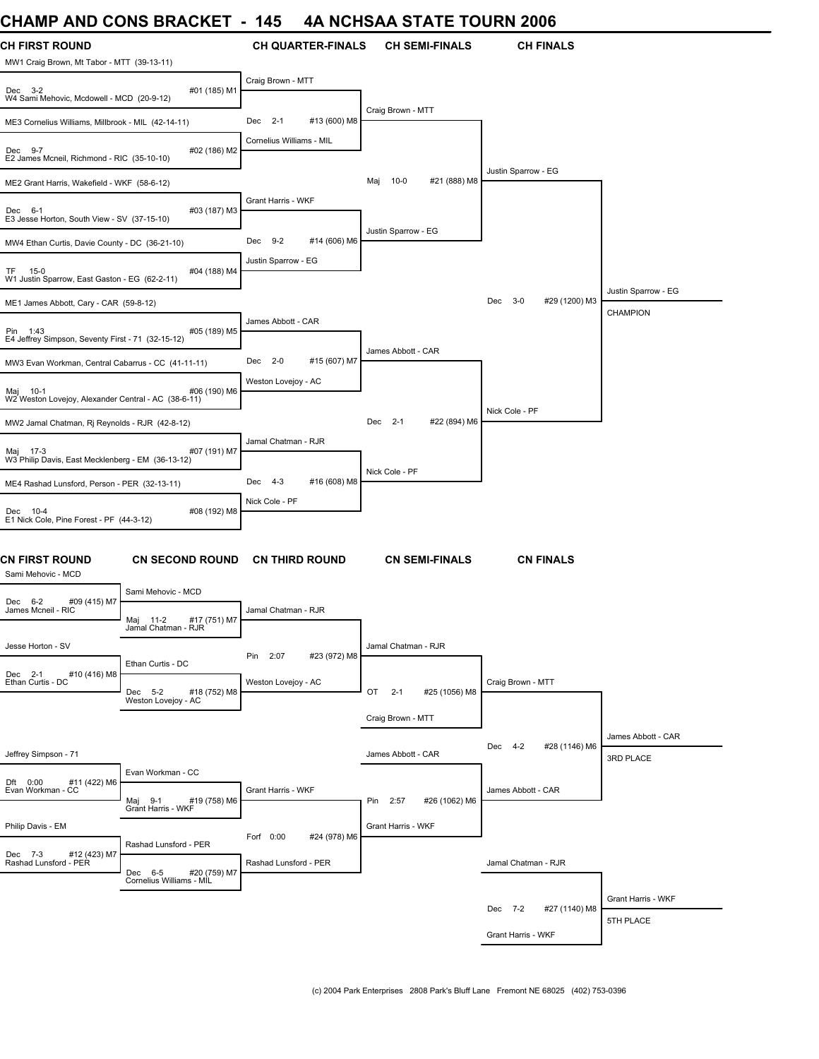# CHAMP AND CONS BRACKET - 145 4A NCHSAA STATE TOURN 2006

## CH FIRST ROUND

| CH FIRST ROUND | CH QUARTER-FINALS | CH SEMI-FINALS | CH FINALS | |
|---|---|---|---|---|
| MW1 Craig Brown, Mt Tabor - MTT (39-13-11) | Craig Brown - MTT | | | |
| Dec 3-2 #01 (185) M1 | | | | |
| W4 Sami Mehovic, Mcdowell - MCD (20-9-12) | | Craig Brown - MTT | | |
| ME3 Cornelius Williams, Millbrook - MIL (42-14-11) | Dec 2-1 #13 (600) M8 | | | |
| | Cornelius Williams - MIL | | | |
| Dec 9-7 #02 (186) M2 | | | | |
| E2 James Mcneil, Richmond - RIC (35-10-10) | | | Justin Sparrow - EG | |
| ME2 Grant Harris, Wakefield - WKF (58-6-12) | | Maj 10-0 #21 (888) M8 | | |
| | Grant Harris - WKF | | | |
| Dec 6-1 #03 (187) M3 | | | | |
| E3 Jesse Horton, South View - SV (37-15-10) | | Justin Sparrow - EG | | |
| MW4 Ethan Curtis, Davie County - DC (36-21-10) | Dec 9-2 #14 (606) M6 | | | |
| | Justin Sparrow - EG | | | |
| TF 15-0 #04 (188) M4 | | | | |
| W1 Justin Sparrow, East Gaston - EG (62-2-11) | | | | Justin Sparrow - EG |
| ME1 James Abbott, Cary - CAR (59-8-12) | | | Dec 3-0 #29 (1200) M3 | CHAMPION |
| | James Abbott - CAR | | | |
| Pin 1:43 #05 (189) M5 | | | | |
| E4 Jeffrey Simpson, Seventy First - 71 (32-15-12) | | James Abbott - CAR | | |
| MW3 Evan Workman, Central Cabarrus - CC (41-11-11) | Dec 2-0 #15 (607) M7 | | | |
| | Weston Lovejoy - AC | | | |
| Maj 10-1 #06 (190) M6 | | | | |
| W2 Weston Lovejoy, Alexander Central - AC (38-6-11) | | | Nick Cole - PF | |
| MW2 Jamal Chatman, Rj Reynolds - RJR (42-8-12) | | Dec 2-1 #22 (894) M6 | | |
| | Jamal Chatman - RJR | | | |
| Maj 17-3 #07 (191) M7 | | | | |
| W3 Philip Davis, East Mecklenberg - EM (36-13-12) | | Nick Cole - PF | | |
| ME4 Rashad Lunsford, Person - PER (32-13-11) | Dec 4-3 #16 (608) M8 | | | |
| | Nick Cole - PF | | | |
| Dec 10-4 #08 (192) M8 | | | | |
| E1 Nick Cole, Pine Forest - PF (44-3-12) | | | | |

## CN FIRST ROUND

| CN FIRST ROUND | CN SECOND ROUND | CN THIRD ROUND | CN SEMI-FINALS | CN FINALS | |
|---|---|---|---|---|---|
| Sami Mehovic - MCD | Sami Mehovic - MCD | | | | |
| Dec 6-2 #09 (415) M7 | | Jamal Chatman - RJR | | | |
| James Mcneil - RIC | Maj 11-2 #17 (751) M7 | | | | |
| | Jamal Chatman - RJR | | | | |
| Jesse Horton - SV | | | Jamal Chatman - RJR | | |
| | Ethan Curtis - DC | Pin 2:07 #23 (972) M8 | | | |
| Dec 2-1 #10 (416) M8 | | Weston Lovejoy - AC | | Craig Brown - MTT | |
| Ethan Curtis - DC | Dec 5-2 #18 (752) M8 | | OT 2-1 #25 (1056) M8 | | |
| | Weston Lovejoy - AC | | | | |
| | | | Craig Brown - MTT | | |
| | | | | | James Abbott - CAR |
| Jeffrey Simpson - 71 | | | James Abbott - CAR | Dec 4-2 #28 (1146) M6 | 3RD PLACE |
| | Evan Workman - CC | | | | |
| Dft 0:00 #11 (422) M6 | | Grant Harris - WKF | | James Abbott - CAR | |
| Evan Workman - CC | Maj 9-1 #19 (758) M6 | | Pin 2:57 #26 (1062) M6 | | |
| | Grant Harris - WKF | | | | |
| Philip Davis - EM | | | Grant Harris - WKF | | |
| | Rashad Lunsford - PER | Forf 0:00 #24 (978) M6 | | | |
| Dec 7-3 #12 (423) M7 | | Rashad Lunsford - PER | | Jamal Chatman - RJR | |
| Rashad Lunsford - PER | Dec 6-5 #20 (759) M7 | | | | |
| | Cornelius Williams - MIL | | | | Grant Harris - WKF |
| | | | | Dec 7-2 #27 (1140) M8 | 5TH PLACE |
| | | | | Grant Harris - WKF | |

(c) 2004 Park Enterprises 2808 Park's Bluff Lane Fremont NE 68025 (402) 753-0396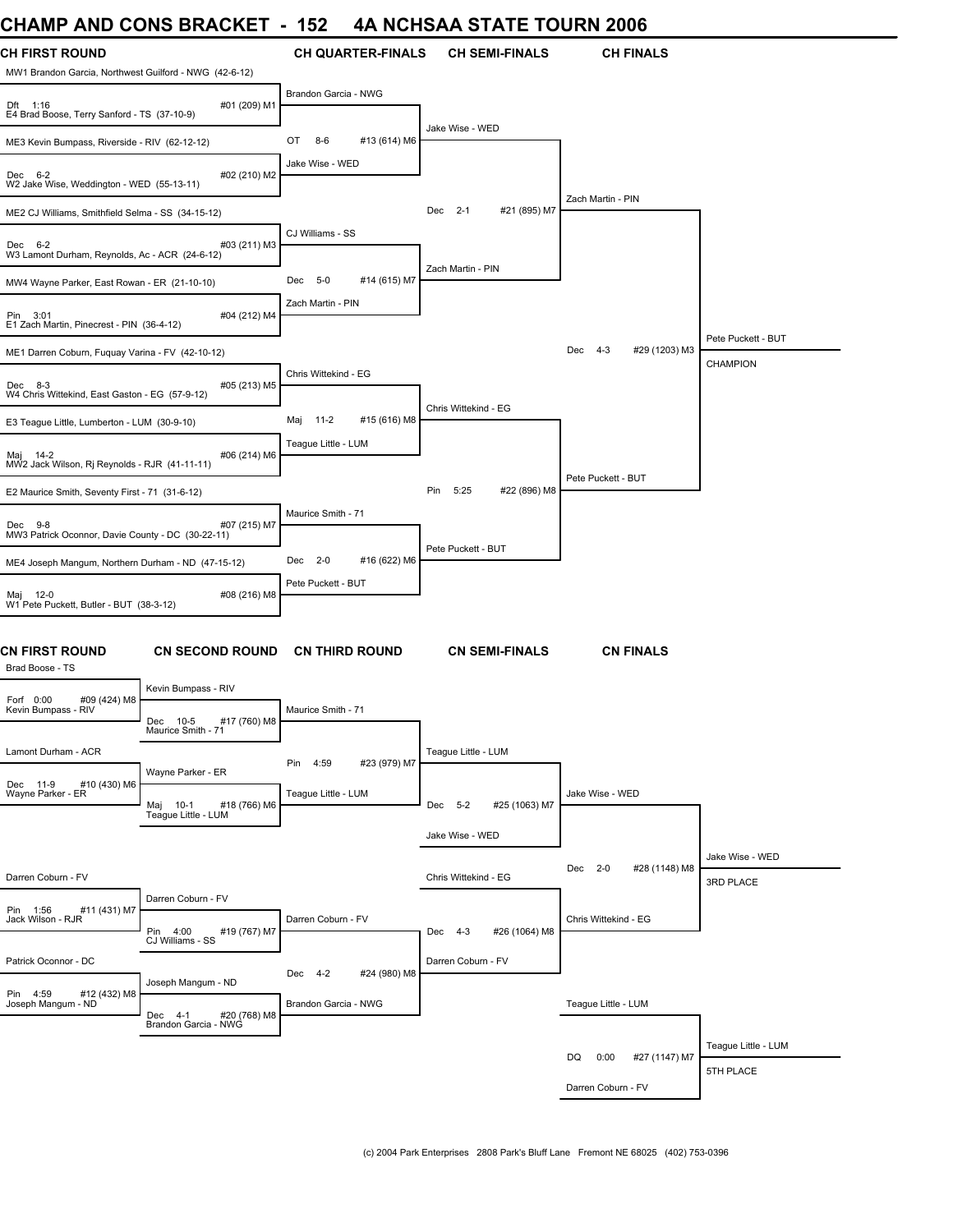# CHAMP AND CONS BRACKET - 152 4A NCHSAA STATE TOURN 2006

## CH FIRST ROUND

- MW1 Brandon Garcia, Northwest Guilford - NWG (42-6-12) vs E4 Brad Boose, Terry Sanford - TS (37-10-9) — Dft 1:16 — #01 (209) M1
- ME3 Kevin Bumpass, Riverside - RIV (62-12-12) vs W2 Jake Wise, Weddington - WED (55-13-11) — Dec 6-2 — #02 (210) M2
- ME2 CJ Williams, Smithfield Selma - SS (34-15-12) vs W3 Lamont Durham, Reynolds, Ac - ACR (24-6-12) — Dec 6-2 — #03 (211) M3
- MW4 Wayne Parker, East Rowan - ER (21-10-10) vs E1 Zach Martin, Pinecrest - PIN (36-4-12) — Pin 3:01 — #04 (212) M4
- ME1 Darren Coburn, Fuquay Varina - FV (42-10-12) vs W4 Chris Wittekind, East Gaston - EG (57-9-12) — Dec 8-3 — #05 (213) M5
- E3 Teague Little, Lumberton - LUM (30-9-10) vs MW2 Jack Wilson, Rj Reynolds - RJR (41-11-11) — Maj 14-2 — #06 (214) M6
- E2 Maurice Smith, Seventy First - 71 (31-6-12) vs MW3 Patrick Oconnor, Davie County - DC (30-22-11) — Dec 9-8 — #07 (215) M7
- ME4 Joseph Mangum, Northern Durham - ND (47-15-12) vs W1 Pete Puckett, Butler - BUT (38-3-12) — Maj 12-0 — #08 (216) M8

## CH QUARTER-FINALS

- Brandon Garcia - NWG vs Jake Wise - WED — OT 8-6 — #13 (614) M6
- CJ Williams - SS vs Zach Martin - PIN — Dec 5-0 — #14 (615) M7
- Chris Wittekind - EG vs Teague Little - LUM — Maj 11-2 — #15 (616) M8
- Maurice Smith - 71 vs Pete Puckett - BUT — Dec 2-0 — #16 (622) M6

## CH SEMI-FINALS

- Jake Wise - WED vs Zach Martin - PIN — Dec 2-1 — #21 (895) M7
- Chris Wittekind - EG vs Pete Puckett - BUT — Pin 5:25 — #22 (896) M8

## CH FINALS

- Zach Martin - PIN vs Pete Puckett - BUT — Dec 4-3 — #29 (1203) M3

**Pete Puckett - BUT — CHAMPION**

## CN FIRST ROUND

- Brad Boose - TS vs Kevin Bumpass - RIV — Forf 0:00 — #09 (424) M8
- Lamont Durham - ACR vs Wayne Parker - ER — Dec 11-9 — #10 (430) M6
- Darren Coburn - FV vs Jack Wilson - RJR — Pin 1:56 — #11 (431) M7
- Patrick Oconnor - DC vs Joseph Mangum - ND — Pin 4:59 — #12 (432) M8

## CN SECOND ROUND

- Kevin Bumpass - RIV vs Maurice Smith - 71 — Dec 10-5 — #17 (760) M8
- Wayne Parker - ER vs Teague Little - LUM — Maj 10-1 — #18 (766) M6
- Darren Coburn - FV vs CJ Williams - SS — Pin 4:00 — #19 (767) M7
- Joseph Mangum - ND vs Brandon Garcia - NWG — Dec 4-1 — #20 (768) M8

## CN THIRD ROUND

- Maurice Smith - 71 vs Teague Little - LUM — Pin 4:59 — #23 (979) M7
- Darren Coburn - FV vs Brandon Garcia - NWG — Dec 4-2 — #24 (980) M8

## CN SEMI-FINALS

- Teague Little - LUM vs Jake Wise - WED — Dec 5-2 — #25 (1063) M7
- Chris Wittekind - EG vs Darren Coburn - FV — Dec 4-3 — #26 (1064) M8

## CN FINALS

- Jake Wise - WED vs Chris Wittekind - EG — Dec 2-0 — #28 (1148) M8

**Jake Wise - WED — 3RD PLACE**

- Teague Little - LUM vs Darren Coburn - FV — DQ 0:00 — #27 (1147) M7

**Teague Little - LUM — 5TH PLACE**

(c) 2004 Park Enterprises 2808 Park's Bluff Lane Fremont NE 68025 (402) 753-0396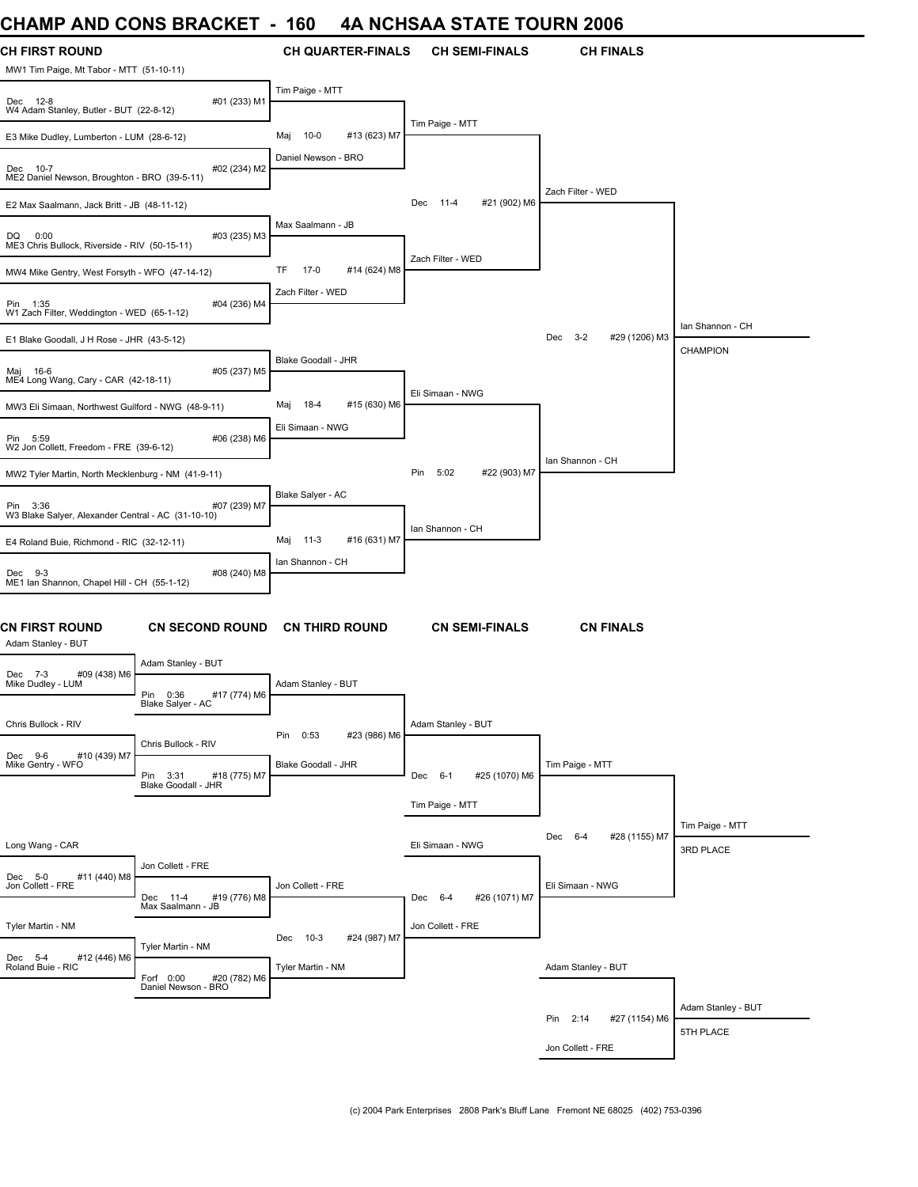# CHAMP AND CONS BRACKET - 160 4A NCHSAA STATE TOURN 2006

## CH FIRST ROUND

- MW1 Tim Paige, Mt Tabor - MTT (51-10-11)
- Dec 12-8 — #01 (233) M1
- W4 Adam Stanley, Butler - BUT (22-8-12)
- E3 Mike Dudley, Lumberton - LUM (28-6-12)
- Dec 10-7 — #02 (234) M2
- ME2 Daniel Newson, Broughton - BRO (39-5-11)
- E2 Max Saalmann, Jack Britt - JB (48-11-12)
- DQ 0:00 — #03 (235) M3
- ME3 Chris Bullock, Riverside - RIV (50-15-11)
- MW4 Mike Gentry, West Forsyth - WFO (47-14-12)
- Pin 1:35 — #04 (236) M4
- W1 Zach Filter, Weddington - WED (65-1-12)
- E1 Blake Goodall, J H Rose - JHR (43-5-12)
- Maj 16-6 — #05 (237) M5
- ME4 Long Wang, Cary - CAR (42-18-11)
- MW3 Eli Simaan, Northwest Guilford - NWG (48-9-11)
- Pin 5:59 — #06 (238) M6
- W2 Jon Collett, Freedom - FRE (39-6-12)
- MW2 Tyler Martin, North Mecklenburg - NM (41-9-11)
- Pin 3:36 — #07 (239) M7
- W3 Blake Salyer, Alexander Central - AC (31-10-10)
- E4 Roland Buie, Richmond - RIC (32-12-11)
- Dec 9-3 — #08 (240) M8
- ME1 Ian Shannon, Chapel Hill - CH (55-1-12)

## CH QUARTER-FINALS

- Tim Paige - MTT
- Maj 10-0 — #13 (623) M7
- Daniel Newson - BRO
- Max Saalmann - JB
- TF 17-0 — #14 (624) M8
- Zach Filter - WED
- Blake Goodall - JHR
- Maj 18-4 — #15 (630) M6
- Eli Simaan - NWG
- Blake Salyer - AC
- Maj 11-3 — #16 (631) M7
- Ian Shannon - CH

## CH SEMI-FINALS

- Tim Paige - MTT
- Dec 11-4 — #21 (902) M6
- Zach Filter - WED
- Eli Simaan - NWG
- Pin 5:02 — #22 (903) M7
- Ian Shannon - CH

## CH FINALS

- Zach Filter - WED
- Dec 3-2 — #29 (1206) M3
- Ian Shannon - CH

Ian Shannon - CH — CHAMPION

## CN FIRST ROUND

- Adam Stanley - BUT
- Dec 7-3 — #09 (438) M6
- Mike Dudley - LUM
- Chris Bullock - RIV
- Dec 9-6 — #10 (439) M7
- Mike Gentry - WFO
- Long Wang - CAR
- Dec 5-0 — #11 (440) M8
- Jon Collett - FRE
- Tyler Martin - NM
- Dec 5-4 — #12 (446) M6
- Roland Buie - RIC

## CN SECOND ROUND

- Adam Stanley - BUT
- Pin 0:36 — #17 (774) M6
- Blake Salyer - AC
- Chris Bullock - RIV
- Pin 3:31 — #18 (775) M7
- Blake Goodall - JHR
- Jon Collett - FRE
- Dec 11-4 — #19 (776) M8
- Max Saalmann - JB
- Tyler Martin - NM
- Forf 0:00 — #20 (782) M6
- Daniel Newson - BRO

## CN THIRD ROUND

- Adam Stanley - BUT
- Pin 0:53 — #23 (986) M6
- Blake Goodall - JHR
- Jon Collett - FRE
- Dec 10-3 — #24 (987) M7
- Tyler Martin - NM

## CN SEMI-FINALS

- Adam Stanley - BUT
- Dec 6-1 — #25 (1070) M6
- Tim Paige - MTT
- Eli Simaan - NWG
- Dec 6-4 — #26 (1071) M7
- Jon Collett - FRE

## CN FINALS

- Tim Paige - MTT
- Dec 6-4 — #28 (1155) M7
- Eli Simaan - NWG

Tim Paige - MTT — 3RD PLACE

- Adam Stanley - BUT
- Pin 2:14 — #27 (1154) M6
- Jon Collett - FRE

Adam Stanley - BUT — 5TH PLACE

(c) 2004 Park Enterprises 2808 Park's Bluff Lane Fremont NE 68025 (402) 753-0396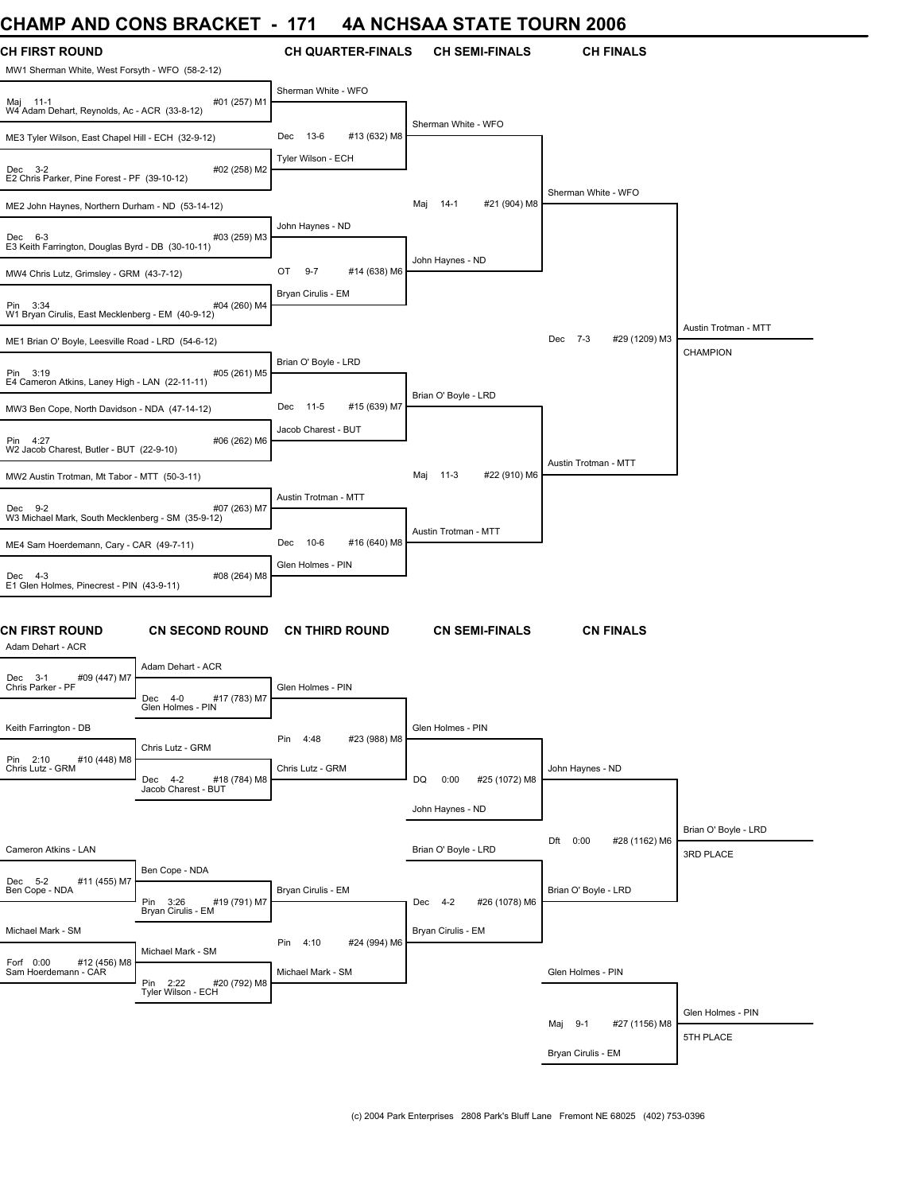# CHAMP AND CONS BRACKET - 171 4A NCHSAA STATE TOURN 2006

## CH FIRST ROUND

| CH FIRST ROUND | CH QUARTER-FINALS | CH SEMI-FINALS | CH FINALS | CHAMPION |
|---|---|---|---|---|
| MW1 Sherman White, West Forsyth - WFO (58-2-12) vs W4 Adam Dehart, Reynolds, Ac - ACR (33-8-12) — Maj 11-1, #01 (257) M1 | Sherman White - WFO | | | |
| ME3 Tyler Wilson, East Chapel Hill - ECH (32-9-12) vs E2 Chris Parker, Pine Forest - PF (39-10-12) — Dec 3-2, #02 (258) M2 | Tyler Wilson - ECH | | | |
| | Dec 13-6, #13 (632) M8 | Sherman White - WFO | | |
| ME2 John Haynes, Northern Durham - ND (53-14-12) vs E3 Keith Farrington, Douglas Byrd - DB (30-10-11) — Dec 6-3, #03 (259) M3 | John Haynes - ND | | | |
| MW4 Chris Lutz, Grimsley - GRM (43-7-12) vs W1 Bryan Cirulis, East Mecklenburg - EM (40-9-12) — Pin 3:34, #04 (260) M4 | Bryan Cirulis - EM | | | |
| | OT 9-7, #14 (638) M6 | John Haynes - ND | | |
| | | Maj 14-1, #21 (904) M8 | Sherman White - WFO | |
| ME1 Brian O' Boyle, Leesville Road - LRD (54-6-12) vs E4 Cameron Atkins, Laney High - LAN (22-11-11) — Pin 3:19, #05 (261) M5 | Brian O' Boyle - LRD | | | |
| MW3 Ben Cope, North Davidson - NDA (47-14-12) vs W2 Jacob Charest, Butler - BUT (22-9-10) — Pin 4:27, #06 (262) M6 | Jacob Charest - BUT | | | |
| | Dec 11-5, #15 (639) M7 | Brian O' Boyle - LRD | | |
| MW2 Austin Trotman, Mt Tabor - MTT (50-3-11) vs W3 Michael Mark, South Mecklenberg - SM (35-9-12) — Dec 9-2, #07 (263) M7 | Austin Trotman - MTT | | | |
| ME4 Sam Hoerdemann, Cary - CAR (49-7-11) vs E1 Glen Holmes, Pinecrest - PIN (43-9-11) — Dec 4-3, #08 (264) M8 | Glen Holmes - PIN | | | |
| | Dec 10-6, #16 (640) M8 | Austin Trotman - MTT | | |
| | | Maj 11-3, #22 (910) M6 | Austin Trotman - MTT | |
| | | | Dec 7-3, #29 (1209) M3 | Austin Trotman - MTT — CHAMPION |

## CN FIRST ROUND

| CN FIRST ROUND | CN SECOND ROUND | CN THIRD ROUND | CN SEMI-FINALS | CN FINALS | PLACE |
|---|---|---|---|---|---|
| Adam Dehart - ACR vs Chris Parker - PF — Dec 3-1, #09 (447) M7 | Adam Dehart - ACR vs Glen Holmes - PIN — Dec 4-0, #17 (783) M7 | Glen Holmes - PIN | | | |
| Keith Farrington - DB vs Chris Lutz - GRM — Pin 2:10, #10 (448) M8 | Chris Lutz - GRM vs Jacob Charest - BUT — Dec 4-2, #18 (784) M8 | Chris Lutz - GRM | | | |
| | | Pin 4:48, #23 (988) M8 | Glen Holmes - PIN vs John Haynes - ND — DQ 0:00, #25 (1072) M8 | John Haynes - ND | |
| Cameron Atkins - LAN vs Ben Cope - NDA — Dec 5-2, #11 (455) M7 | Ben Cope - NDA vs Bryan Cirulis - EM — Pin 3:26, #19 (791) M7 | Bryan Cirulis - EM | | | |
| Michael Mark - SM vs Sam Hoerdemann - CAR — Forf 0:00, #12 (456) M8 | Michael Mark - SM vs Tyler Wilson - ECH — Pin 2:22, #20 (792) M8 | Michael Mark - SM | | | |
| | | Pin 4:10, #24 (994) M6 | Brian O' Boyle - LRD vs Bryan Cirulis - EM — Dec 4-2, #26 (1078) M6 | Brian O' Boyle - LRD | |
| | | | | John Haynes - ND vs Brian O' Boyle - LRD — Dft 0:00, #28 (1162) M6 | Brian O' Boyle - LRD — 3RD PLACE |
| | | | | Glen Holmes - PIN vs Bryan Cirulis - EM — Maj 9-1, #27 (1156) M8 | Glen Holmes - PIN — 5TH PLACE |

(c) 2004 Park Enterprises 2808 Park's Bluff Lane Fremont NE 68025 (402) 753-0396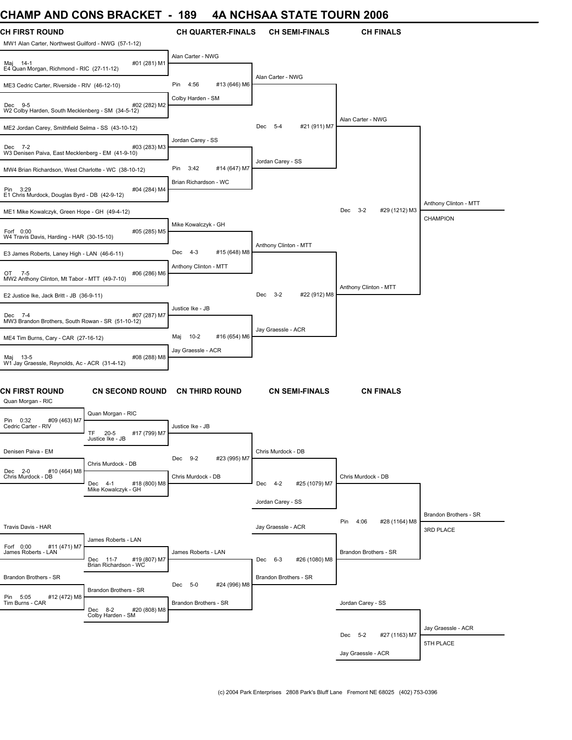# CHAMP AND CONS BRACKET - 189 4A NCHSAA STATE TOURN 2006

## CH FIRST ROUND

| Bout | Wrestler 1 | Wrestler 2 | Result |
|---|---|---|---|
| #01 (281) M1 | MW1 Alan Carter, Northwest Guilford - NWG (57-1-12) | E4 Quan Morgan, Richmond - RIC (27-11-12) | Maj 14-1 |
| #02 (282) M2 | ME3 Cedric Carter, Riverside - RIV (46-12-10) | W2 Colby Harden, South Mecklenberg - SM (34-5-12) | Dec 9-5 |
| #03 (283) M3 | ME2 Jordan Carey, Smithfield Selma - SS (43-10-12) | W3 Denisen Paiva, East Mecklenberg - EM (41-9-10) | Dec 7-2 |
| #04 (284) M4 | MW4 Brian Richardson, West Charlotte - WC (38-10-12) | E1 Chris Murdock, Douglas Byrd - DB (42-9-12) | Pin 3:29 |
| #05 (285) M5 | ME1 Mike Kowalczyk, Green Hope - GH (49-4-12) | W4 Travis Davis, Harding - HAR (30-15-10) | Forf 0:00 |
| #06 (286) M6 | E3 James Roberts, Laney High - LAN (46-6-11) | MW2 Anthony Clinton, Mt Tabor - MTT (49-7-10) | OT 7-5 |
| #07 (287) M7 | E2 Justice Ike, Jack Britt - JB (36-9-11) | MW3 Brandon Brothers, South Rowan - SR (51-10-12) | Dec 7-4 |
| #08 (288) M8 | ME4 Tim Burns, Cary - CAR (27-16-12) | W1 Jay Graessle, Reynolds, Ac - ACR (31-4-12) | Maj 13-5 |

## CH QUARTER-FINALS

| Bout | Wrestler 1 | Wrestler 2 | Result |
|---|---|---|---|
| #13 (646) M6 | Alan Carter - NWG | Colby Harden - SM | Pin 4:56 |
| #14 (647) M7 | Jordan Carey - SS | Brian Richardson - WC | Pin 3:42 |
| #15 (648) M8 | Mike Kowalczyk - GH | Anthony Clinton - MTT | Dec 4-3 |
| #16 (654) M6 | Justice Ike - JB | Jay Graessle - ACR | Maj 10-2 |

## CH SEMI-FINALS

| Bout | Wrestler 1 | Wrestler 2 | Result |
|---|---|---|---|
| #21 (911) M7 | Alan Carter - NWG | Jordan Carey - SS | Dec 5-4 |
| #22 (912) M8 | Anthony Clinton - MTT | Jay Graessle - ACR | Dec 3-2 |

## CH FINALS

| Bout | Wrestler 1 | Wrestler 2 | Result |
|---|---|---|---|
| #29 (1212) M3 | Alan Carter - NWG | Anthony Clinton - MTT | Dec 3-2 |

**CHAMPION:** Anthony Clinton - MTT

## CN FIRST ROUND

| Bout | Wrestler 1 | Wrestler 2 | Result |
|---|---|---|---|
| #09 (463) M7 | Quan Morgan - RIC | Cedric Carter - RIV | Pin 0:32 |
| #10 (464) M8 | Denisen Paiva - EM | Chris Murdock - DB | Dec 2-0 |
| #11 (471) M7 | Travis Davis - HAR | James Roberts - LAN | Forf 0:00 |
| #12 (472) M8 | Brandon Brothers - SR | Tim Burns - CAR | Pin 5:05 |

## CN SECOND ROUND

| Bout | Wrestler 1 | Wrestler 2 | Result |
|---|---|---|---|
| #17 (799) M7 | Quan Morgan - RIC | Justice Ike - JB | TF 20-5 |
| #18 (800) M8 | Chris Murdock - DB | Mike Kowalczyk - GH | Dec 4-1 |
| #19 (807) M7 | James Roberts - LAN | Brian Richardson - WC | Dec 11-7 |
| #20 (808) M8 | Brandon Brothers - SR | Colby Harden - SM | Dec 8-2 |

## CN THIRD ROUND

| Bout | Wrestler 1 | Wrestler 2 | Result |
|---|---|---|---|
| #23 (995) M7 | Justice Ike - JB | Chris Murdock - DB | Dec 9-2 |
| #24 (996) M8 | James Roberts - LAN | Brandon Brothers - SR | Dec 5-0 |

## CN SEMI-FINALS

| Bout | Wrestler 1 | Wrestler 2 | Result |
|---|---|---|---|
| #25 (1079) M7 | Chris Murdock - DB | Jordan Carey - SS | Dec 4-2 |
| #26 (1080) M8 | Jay Graessle - ACR | Brandon Brothers - SR | Dec 6-3 |

## CN FINALS

| Bout | Wrestler 1 | Wrestler 2 | Result |
|---|---|---|---|
| #28 (1164) M8 | Chris Murdock - DB | Brandon Brothers - SR | Pin 4:06 |
| #27 (1163) M7 | Jordan Carey - SS | Jay Graessle - ACR | Dec 5-2 |

**3RD PLACE:** Brandon Brothers - SR

**5TH PLACE:** Jay Graessle - ACR

(c) 2004 Park Enterprises 2808 Park's Bluff Lane Fremont NE 68025 (402) 753-0396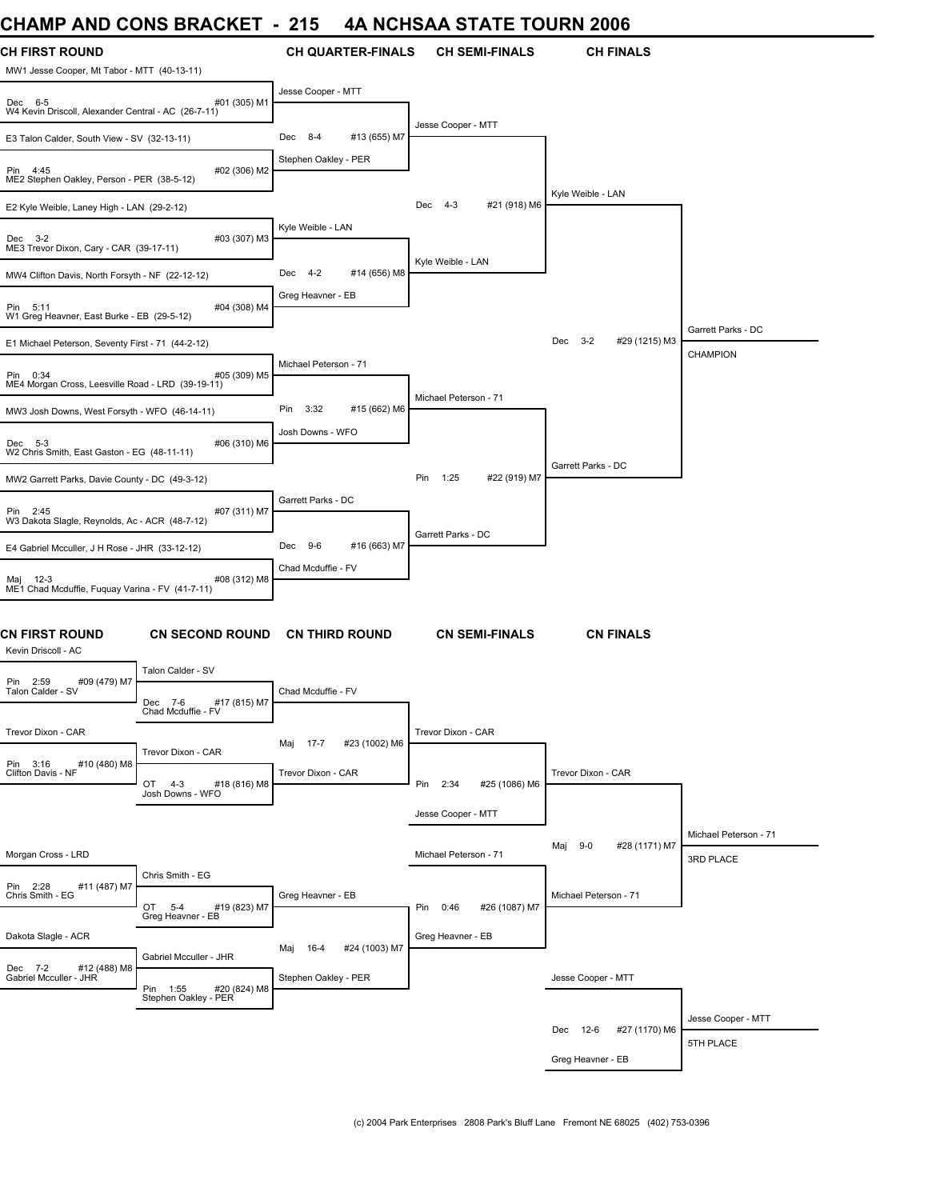# CHAMP AND CONS BRACKET - 215 4A NCHSAA STATE TOURN 2006

## CH FIRST ROUND

MW1 Jesse Cooper, Mt Tabor - MTT (40-13-11)
Dec 6-5 #01 (305) M1
W4 Kevin Driscoll, Alexander Central - AC (26-7-11)

E3 Talon Calder, South View - SV (32-13-11)
Pin 4:45 #02 (306) M2
ME2 Stephen Oakley, Person - PER (38-5-12)

E2 Kyle Weible, Laney High - LAN (29-2-12)
Dec 3-2 #03 (307) M3
ME3 Trevor Dixon, Cary - CAR (39-17-11)

MW4 Clifton Davis, North Forsyth - NF (22-12-12)
Pin 5:11 #04 (308) M4
W1 Greg Heavner, East Burke - EB (29-5-12)

E1 Michael Peterson, Seventy First - 71 (44-2-12)
Pin 0:34 #05 (309) M5
ME4 Morgan Cross, Leesville Road - LRD (39-19-11)

MW3 Josh Downs, West Forsyth - WFO (46-14-11)
Dec 5-3 #06 (310) M6
W2 Chris Smith, East Gaston - EG (48-11-11)

MW2 Garrett Parks, Davie County - DC (49-3-12)
Pin 2:45 #07 (311) M7
W3 Dakota Slagle, Reynolds, Ac - ACR (48-7-12)

E4 Gabriel Mcculler, J H Rose - JHR (33-12-12)
Maj 12-3 #08 (312) M8
ME1 Chad Mcduffie, Fuquay Varina - FV (41-7-11)

## CH QUARTER-FINALS

Jesse Cooper - MTT
Dec 8-4 #13 (655) M7
Stephen Oakley - PER

Kyle Weible - LAN
Dec 4-2 #14 (656) M8
Greg Heavner - EB

Michael Peterson - 71
Pin 3:32 #15 (662) M6
Josh Downs - WFO

Garrett Parks - DC
Dec 9-6 #16 (663) M7
Chad Mcduffie - FV

## CH SEMI-FINALS

Jesse Cooper - MTT
Dec 4-3 #21 (918) M6
Kyle Weible - LAN

Michael Peterson - 71
Pin 1:25 #22 (919) M7
Garrett Parks - DC

## CH FINALS

Kyle Weible - LAN
Dec 3-2 #29 (1215) M3
Garrett Parks - DC

Garrett Parks - DC
CHAMPION

## CN FIRST ROUND

Kevin Driscoll - AC
Pin 2:59 #09 (479) M7
Talon Calder - SV

Trevor Dixon - CAR
Pin 3:16 #10 (480) M8
Clifton Davis - NF

Morgan Cross - LRD
Pin 2:28 #11 (487) M7
Chris Smith - EG

Dakota Slagle - ACR
Dec 7-2 #12 (488) M8
Gabriel Mcculler - JHR

## CN SECOND ROUND

Talon Calder - SV
Dec 7-6 #17 (815) M7
Chad Mcduffie - FV

Trevor Dixon - CAR
OT 4-3 #18 (816) M8
Josh Downs - WFO

Chris Smith - EG
OT 5-4 #19 (823) M7
Greg Heavner - EB

Gabriel Mcculler - JHR
Pin 1:55 #20 (824) M8
Stephen Oakley - PER

## CN THIRD ROUND

Chad Mcduffie - FV
Maj 17-7 #23 (1002) M6
Trevor Dixon - CAR

Greg Heavner - EB
Maj 16-4 #24 (1003) M7
Stephen Oakley - PER

## CN SEMI-FINALS

Trevor Dixon - CAR
Pin 2:34 #25 (1086) M6
Jesse Cooper - MTT

Michael Peterson - 71
Pin 0:46 #26 (1087) M7
Greg Heavner - EB

## CN FINALS

Trevor Dixon - CAR
Maj 9-0 #28 (1171) M7
Michael Peterson - 71

Michael Peterson - 71
3RD PLACE

Jesse Cooper - MTT
Dec 12-6 #27 (1170) M6
Greg Heavner - EB

Jesse Cooper - MTT
5TH PLACE

(c) 2004 Park Enterprises 2808 Park's Bluff Lane Fremont NE 68025 (402) 753-0396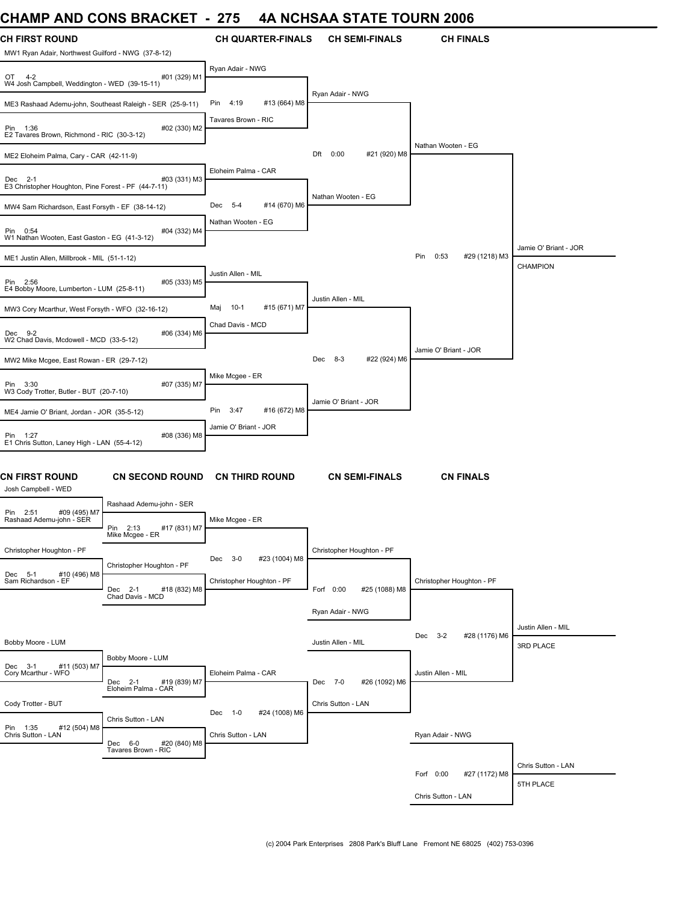# CHAMP AND CONS BRACKET - 275 4A NCHSAA STATE TOURN 2006

## CH FIRST ROUND

MW1 Ryan Adair, Northwest Guilford - NWG (37-8-12)
OT 4-2 #01 (329) M1
W4 Josh Campbell, Weddington - WED (39-15-11)

ME3 Rashaad Ademu-john, Southeast Raleigh - SER (25-9-11)
Pin 1:36 #02 (330) M2
E2 Tavares Brown, Richmond - RIC (30-3-12)

ME2 Eloheim Palma, Cary - CAR (42-11-9)
Dec 2-1 #03 (331) M3
E3 Christopher Houghton, Pine Forest - PF (44-7-11)

MW4 Sam Richardson, East Forsyth - EF (38-14-12)
Pin 0:54 #04 (332) M4
W1 Nathan Wooten, East Gaston - EG (41-3-12)

ME1 Justin Allen, Millbrook - MIL (51-1-12)
Pin 2:56 #05 (333) M5
E4 Bobby Moore, Lumberton - LUM (25-8-11)

MW3 Cory Mcarthur, West Forsyth - WFO (32-16-12)
Dec 9-2 #06 (334) M6
W2 Chad Davis, Mcdowell - MCD (33-5-12)

MW2 Mike Mcgee, East Rowan - ER (29-7-12)
Pin 3:30 #07 (335) M7
W3 Cody Trotter, Butler - BUT (20-7-10)

ME4 Jamie O' Briant, Jordan - JOR (35-5-12)
Pin 1:27 #08 (336) M8
E1 Chris Sutton, Laney High - LAN (55-4-12)

## CH QUARTER-FINALS

Ryan Adair - NWG
Pin 4:19 #13 (664) M8
Tavares Brown - RIC

Eloheim Palma - CAR
Dec 5-4 #14 (670) M6
Nathan Wooten - EG

Justin Allen - MIL
Maj 10-1 #15 (671) M7
Chad Davis - MCD

Mike Mcgee - ER
Pin 3:47 #16 (672) M8
Jamie O' Briant - JOR

## CH SEMI-FINALS

Ryan Adair - NWG
Dft 0:00 #21 (920) M8
Nathan Wooten - EG

Justin Allen - MIL
Dec 8-3 #22 (924) M6
Jamie O' Briant - JOR

## CH FINALS

Nathan Wooten - EG
Pin 0:53 #29 (1218) M3
Jamie O' Briant - JOR

Jamie O' Briant - JOR
CHAMPION

## CN FIRST ROUND

Josh Campbell - WED
Pin 2:51 #09 (495) M7
Rashaad Ademu-john - SER

Christopher Houghton - PF
Dec 5-1 #10 (496) M8
Sam Richardson - EF

Bobby Moore - LUM
Dec 3-1 #11 (503) M7
Cory Mcarthur - WFO

Cody Trotter - BUT
Pin 1:35 #12 (504) M8
Chris Sutton - LAN

## CN SECOND ROUND

Rashaad Ademu-john - SER
Pin 2:13 #17 (831) M7
Mike Mcgee - ER

Christopher Houghton - PF
Dec 2-1 #18 (832) M8
Chad Davis - MCD

Bobby Moore - LUM
Dec 2-1 #19 (839) M7
Eloheim Palma - CAR

Chris Sutton - LAN
Dec 6-0 #20 (840) M8
Tavares Brown - RIC

## CN THIRD ROUND

Mike Mcgee - ER
Dec 3-0 #23 (1004) M8
Christopher Houghton - PF

Eloheim Palma - CAR
Dec 1-0 #24 (1008) M6
Chris Sutton - LAN

## CN SEMI-FINALS

Christopher Houghton - PF
Forf 0:00 #25 (1088) M8
Ryan Adair - NWG

Justin Allen - MIL
Dec 7-0 #26 (1092) M6
Chris Sutton - LAN

## CN FINALS

Christopher Houghton - PF
Dec 3-2 #28 (1176) M6
Justin Allen - MIL

Justin Allen - MIL
3RD PLACE

Ryan Adair - NWG
Forf 0:00 #27 (1172) M8
Chris Sutton - LAN

Chris Sutton - LAN
5TH PLACE

(c) 2004 Park Enterprises 2808 Park's Bluff Lane Fremont NE 68025 (402) 753-0396